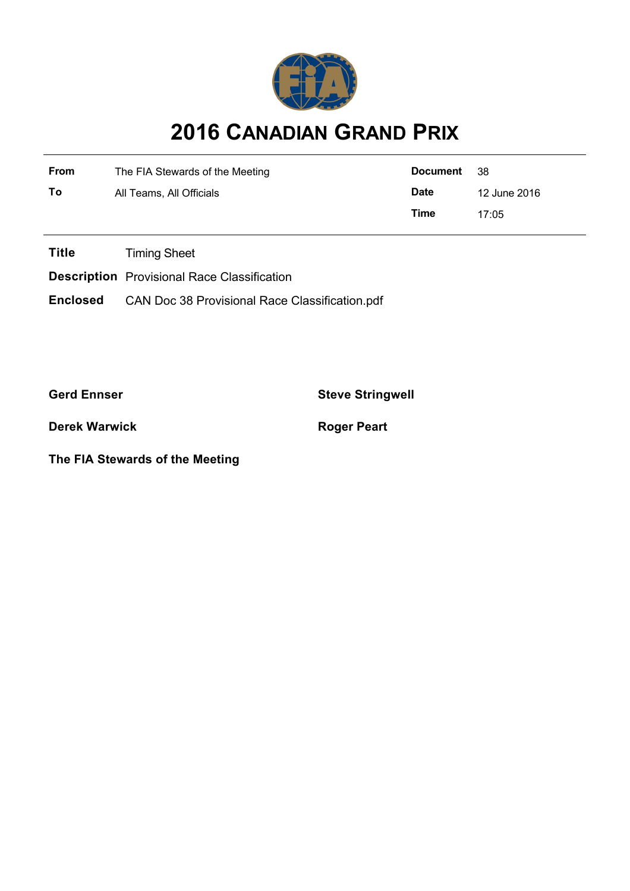# 2016 Canadian Grand Prix

| | | | |
|---|---|---|---|
| **From** | The FIA Stewards of the Meeting | **Document** | 38 |
| **To** | All Teams, All Officials | **Date** | 12 June 2016 |
| | | **Time** | 17:05 |

**Title** Timing Sheet

**Description** Provisional Race Classification

**Enclosed** CAN Doc 38 Provisional Race Classification.pdf

**Gerd Ennser** **Steve Stringwell**

**Derek Warwick** **Roger Peart**

**The FIA Stewards of the Meeting**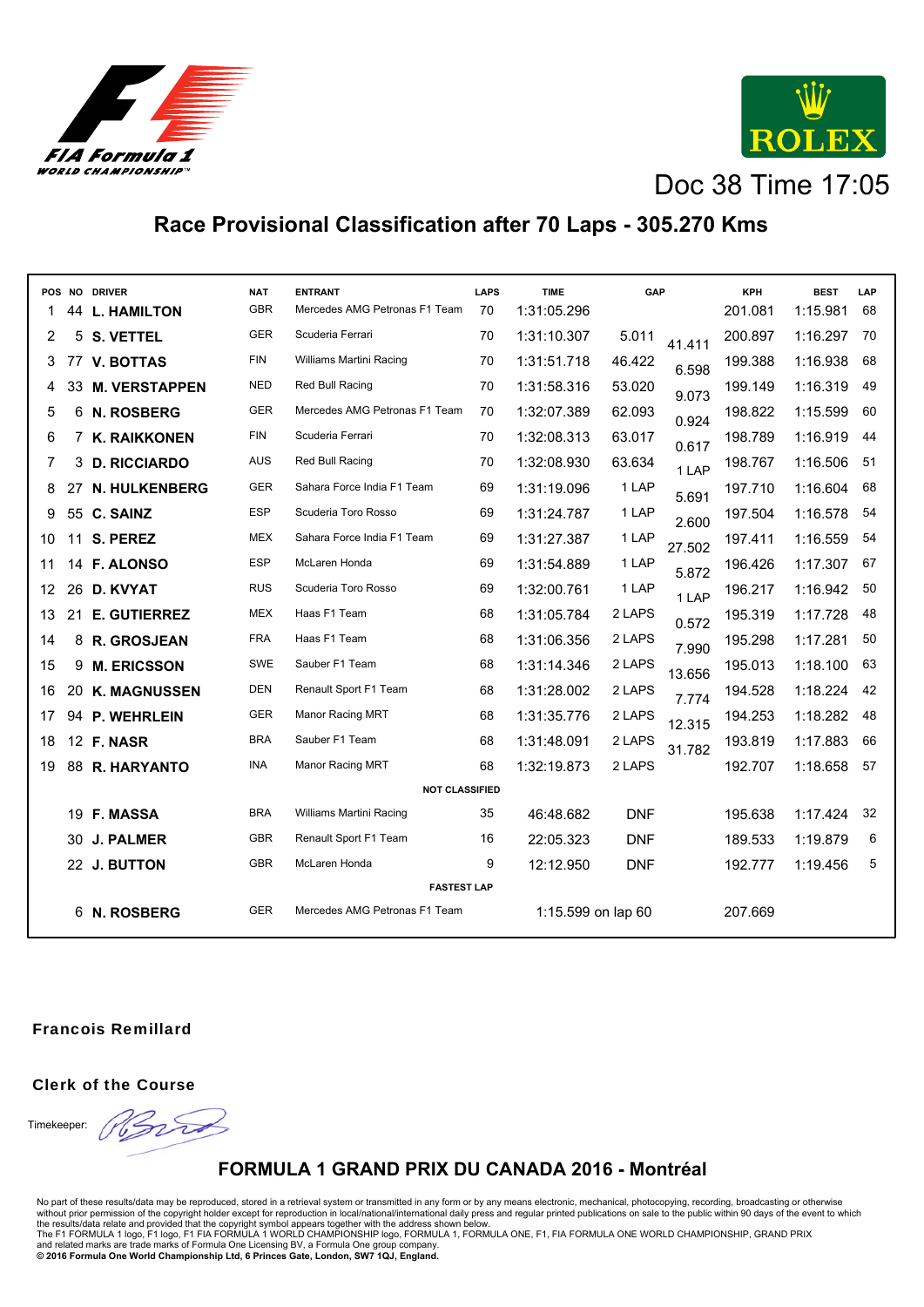Doc 38 Time 17:05

## Race Provisional Classification after 70 Laps - 305.270 Kms

| POS | NO | DRIVER | NAT | ENTRANT | LAPS | TIME | GAP | | KPH | BEST | LAP |
|---|---|---|---|---|---|---|---|---|---|---|---|
| 1 | 44 | **L. HAMILTON** | GBR | Mercedes AMG Petronas F1 Team | 70 | 1:31:05.296 | | | 201.081 | 1:15.981 | 68 |
| 2 | 5 | **S. VETTEL** | GER | Scuderia Ferrari | 70 | 1:31:10.307 | 5.011 | | 200.897 | 1:16.297 | 70 |
| 3 | 77 | **V. BOTTAS** | FIN | Williams Martini Racing | 70 | 1:31:51.718 | 46.422 | 41.411 | 199.388 | 1:16.938 | 68 |
| 4 | 33 | **M. VERSTAPPEN** | NED | Red Bull Racing | 70 | 1:31:58.316 | 53.020 | 6.598 | 199.149 | 1:16.319 | 49 |
| 5 | 6 | **N. ROSBERG** | GER | Mercedes AMG Petronas F1 Team | 70 | 1:32:07.389 | 62.093 | 9.073 | 198.822 | 1:15.599 | 60 |
| 6 | 7 | **K. RAIKKONEN** | FIN | Scuderia Ferrari | 70 | 1:32:08.313 | 63.017 | 0.924 | 198.789 | 1:16.919 | 44 |
| 7 | 3 | **D. RICCIARDO** | AUS | Red Bull Racing | 70 | 1:32:08.930 | 63.634 | 0.617 | 198.767 | 1:16.506 | 51 |
| 8 | 27 | **N. HULKENBERG** | GER | Sahara Force India F1 Team | 69 | 1:31:19.096 | 1 LAP | 1 LAP | 197.710 | 1:16.604 | 68 |
| 9 | 55 | **C. SAINZ** | ESP | Scuderia Toro Rosso | 69 | 1:31:24.787 | 1 LAP | 5.691 | 197.504 | 1:16.578 | 54 |
| 10 | 11 | **S. PEREZ** | MEX | Sahara Force India F1 Team | 69 | 1:31:27.387 | 1 LAP | 2.600 | 197.411 | 1:16.559 | 54 |
| 11 | 14 | **F. ALONSO** | ESP | McLaren Honda | 69 | 1:31:54.889 | 1 LAP | 27.502 | 196.426 | 1:17.307 | 67 |
| 12 | 26 | **D. KVYAT** | RUS | Scuderia Toro Rosso | 69 | 1:32:00.761 | 1 LAP | 5.872 | 196.217 | 1:16.942 | 50 |
| 13 | 21 | **E. GUTIERREZ** | MEX | Haas F1 Team | 68 | 1:31:05.784 | 2 LAPS | 1 LAP | 195.319 | 1:17.728 | 48 |
| 14 | 8 | **R. GROSJEAN** | FRA | Haas F1 Team | 68 | 1:31:06.356 | 2 LAPS | 0.572 | 195.298 | 1:17.281 | 50 |
| 15 | 9 | **M. ERICSSON** | SWE | Sauber F1 Team | 68 | 1:31:14.346 | 2 LAPS | 7.990 | 195.013 | 1:18.100 | 63 |
| 16 | 20 | **K. MAGNUSSEN** | DEN | Renault Sport F1 Team | 68 | 1:31:28.002 | 2 LAPS | 13.656 | 194.528 | 1:18.224 | 42 |
| 17 | 94 | **P. WEHRLEIN** | GER | Manor Racing MRT | 68 | 1:31:35.776 | 2 LAPS | 7.774 | 194.253 | 1:18.282 | 48 |
| 18 | 12 | **F. NASR** | BRA | Sauber F1 Team | 68 | 1:31:48.091 | 2 LAPS | 12.315 | 193.819 | 1:17.883 | 66 |
| 19 | 88 | **R. HARYANTO** | INA | Manor Racing MRT | 68 | 1:32:19.873 | 2 LAPS | 31.782 | 192.707 | 1:18.658 | 57 |
| | | | | **NOT CLASSIFIED** | | | | | | | |
| | 19 | **F. MASSA** | BRA | Williams Martini Racing | 35 | 46:48.682 | DNF | | 195.638 | 1:17.424 | 32 |
| | 30 | **J. PALMER** | GBR | Renault Sport F1 Team | 16 | 22:05.323 | DNF | | 189.533 | 1:19.879 | 6 |
| | 22 | **J. BUTTON** | GBR | McLaren Honda | 9 | 12:12.950 | DNF | | 192.777 | 1:19.456 | 5 |
| | | | | **FASTEST LAP** | | | | | | | |
| | 6 | **N. ROSBERG** | GER | Mercedes AMG Petronas F1 Team | | 1:15.599 on lap 60 | | | 207.669 | | |

**Francois Remillard**

**Clerk of the Course**

Timekeeper:

## FORMULA 1 GRAND PRIX DU CANADA 2016 - Montréal

No part of these results/data may be reproduced, stored in a retrieval system or transmitted in any form or by any means electronic, mechanical, photocopying, recording, broadcasting or otherwise without prior permission of the copyright holder except for reproduction in local/national/international daily press and regular printed publications on sale to the public within 90 days of the event to which the results/data relate and provided that the copyright symbol appears together with the address shown below.
The F1 FORMULA 1 logo, F1 logo, F1 FIA FORMULA 1 WORLD CHAMPIONSHIP logo, FORMULA 1, FORMULA ONE, F1, FIA FORMULA ONE WORLD CHAMPIONSHIP, GRAND PRIX and related marks are trade marks of Formula One Licensing BV, a Formula One group company.
**© 2016 Formula One World Championship Ltd, 6 Princes Gate, London, SW7 1QJ, England.**